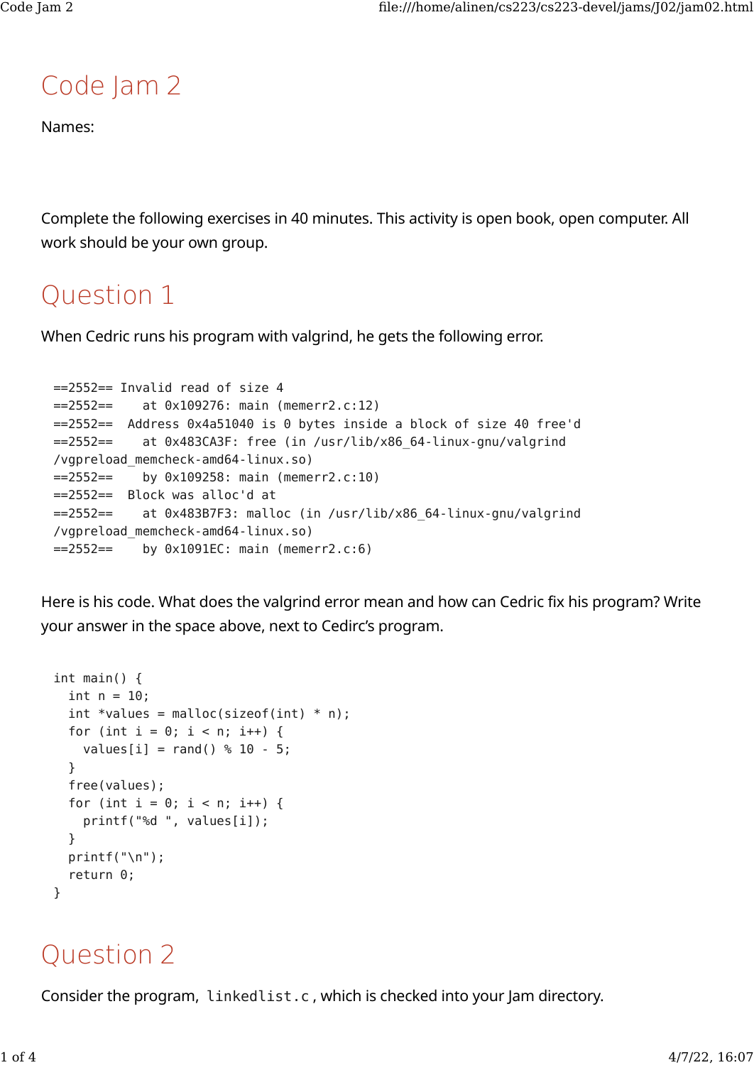# Code Jam 2

Names:

Complete the following exercises in 40 minutes. This activity is open book, open computer. All work should be your own group.

## Question 1

When Cedric runs his program with valgrind, he gets the following error.

```
==2552== Invalid read of size 4
==2552==    at 0x109276: main (memerr2.c:12)
==2552==  Address 0x4a51040 is 0 bytes inside a block of size 40 free'd
==2552==    at 0x483CA3F: free (in /usr/lib/x86_64-linux-gnu/valgrind
/vgpreload_memcheck-amd64-linux.so)
==2552==    by 0x109258: main (memerr2.c:10)
==2552==  Block was alloc'd at
==2552==    at 0x483B7F3: malloc (in /usr/lib/x86_64-linux-gnu/valgrind
/vgpreload_memcheck-amd64-linux.so)
==2552==    by 0x1091EC: main (memerr2.c:6)
```

Here is his code. What does the valgrind error mean and how can Cedric fix his program? Write your answer in the space above, next to Cedirc's program.

```
int main() {
  int n = 10;
  int *values = malloc(sizeof(int) * n);
  for (int i = 0; i < n; i++) {
    values[i] = rand() % 10 - 5;
  }
  free(values);
  for (int i = 0; i < n; i++) {
    printf("%d ", values[i]);
  }
  printf("\n");
  return 0;
}
```

## Question 2

Consider the program, `linkedlist.c`, which is checked into your Jam directory.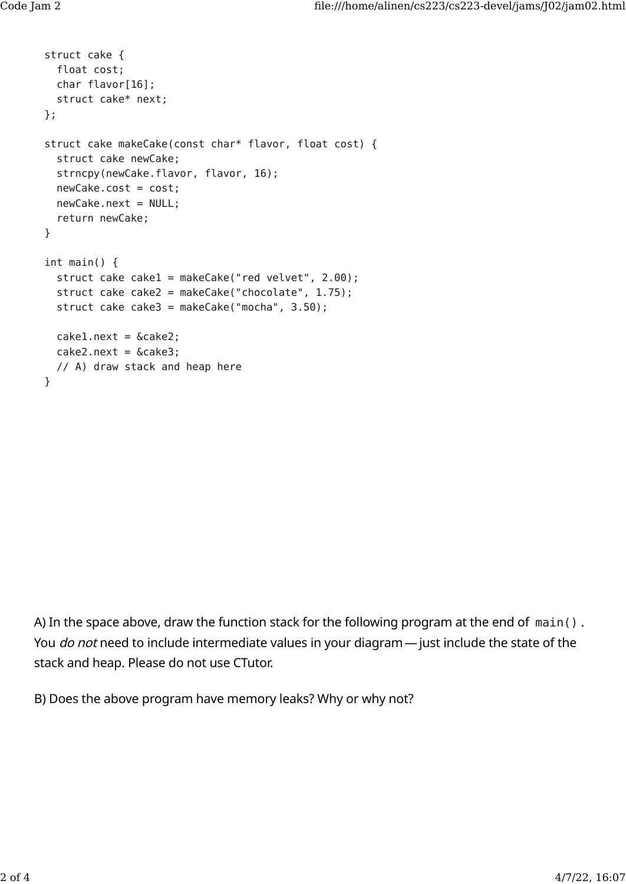```c
struct cake {
  float cost;
  char flavor[16];
  struct cake* next;
};

struct cake makeCake(const char* flavor, float cost) {
  struct cake newCake;
  strncpy(newCake.flavor, flavor, 16);
  newCake.cost = cost;
  newCake.next = NULL;
  return newCake;
}

int main() {
  struct cake cake1 = makeCake("red velvet", 2.00);
  struct cake cake2 = makeCake("chocolate", 1.75);
  struct cake cake3 = makeCake("mocha", 3.50);

  cake1.next = &cake2;
  cake2.next = &cake3;
  // A) draw stack and heap here
}
```

A) In the space above, draw the function stack for the following program at the end of `main()`. You *do not* need to include intermediate values in your diagram — just include the state of the stack and heap. Please do not use CTutor.

B) Does the above program have memory leaks? Why or why not?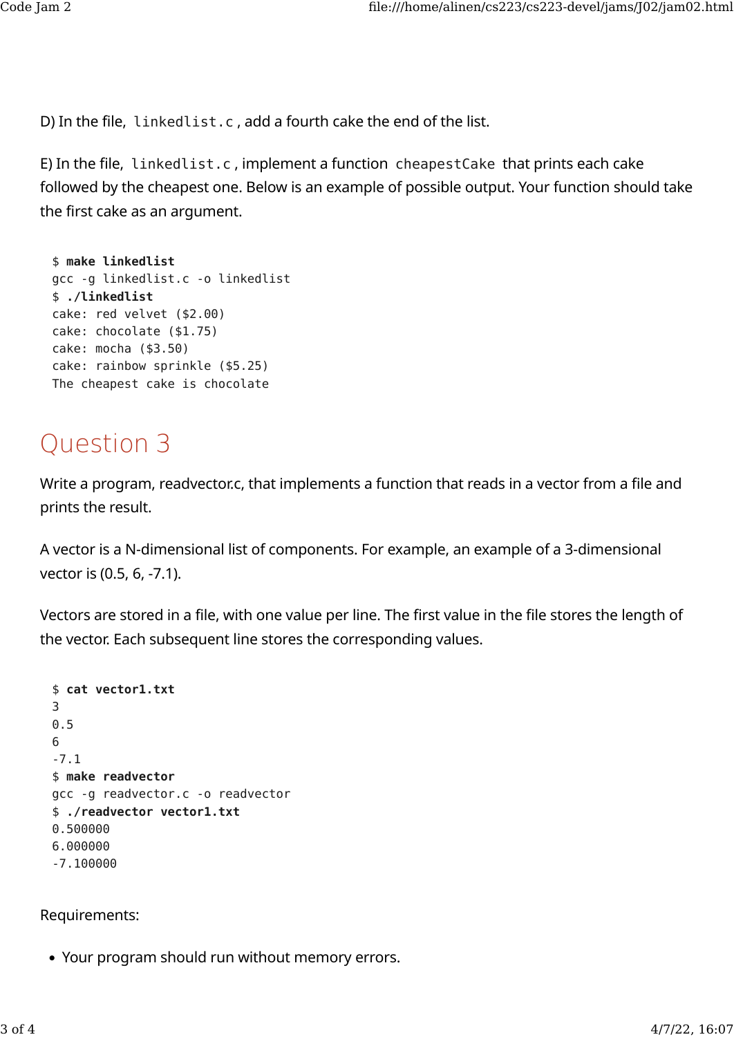D) In the file, `linkedlist.c`, add a fourth cake the end of the list.

E) In the file, `linkedlist.c`, implement a function `cheapestCake` that prints each cake followed by the cheapest one. Below is an example of possible output. Your function should take the first cake as an argument.

```
$ make linkedlist
gcc -g linkedlist.c -o linkedlist
$ ./linkedlist
cake: red velvet ($2.00)
cake: chocolate ($1.75)
cake: mocha ($3.50)
cake: rainbow sprinkle ($5.25)
The cheapest cake is chocolate
```

## Question 3

Write a program, readvector.c, that implements a function that reads in a vector from a file and prints the result.

A vector is a N-dimensional list of components. For example, an example of a 3-dimensional vector is (0.5, 6, -7.1).

Vectors are stored in a file, with one value per line. The first value in the file stores the length of the vector. Each subsequent line stores the corresponding values.

```
$ cat vector1.txt
3
0.5
6
-7.1
$ make readvector
gcc -g readvector.c -o readvector
$ ./readvector vector1.txt
0.500000
6.000000
-7.100000
```

Requirements:

- Your program should run without memory errors.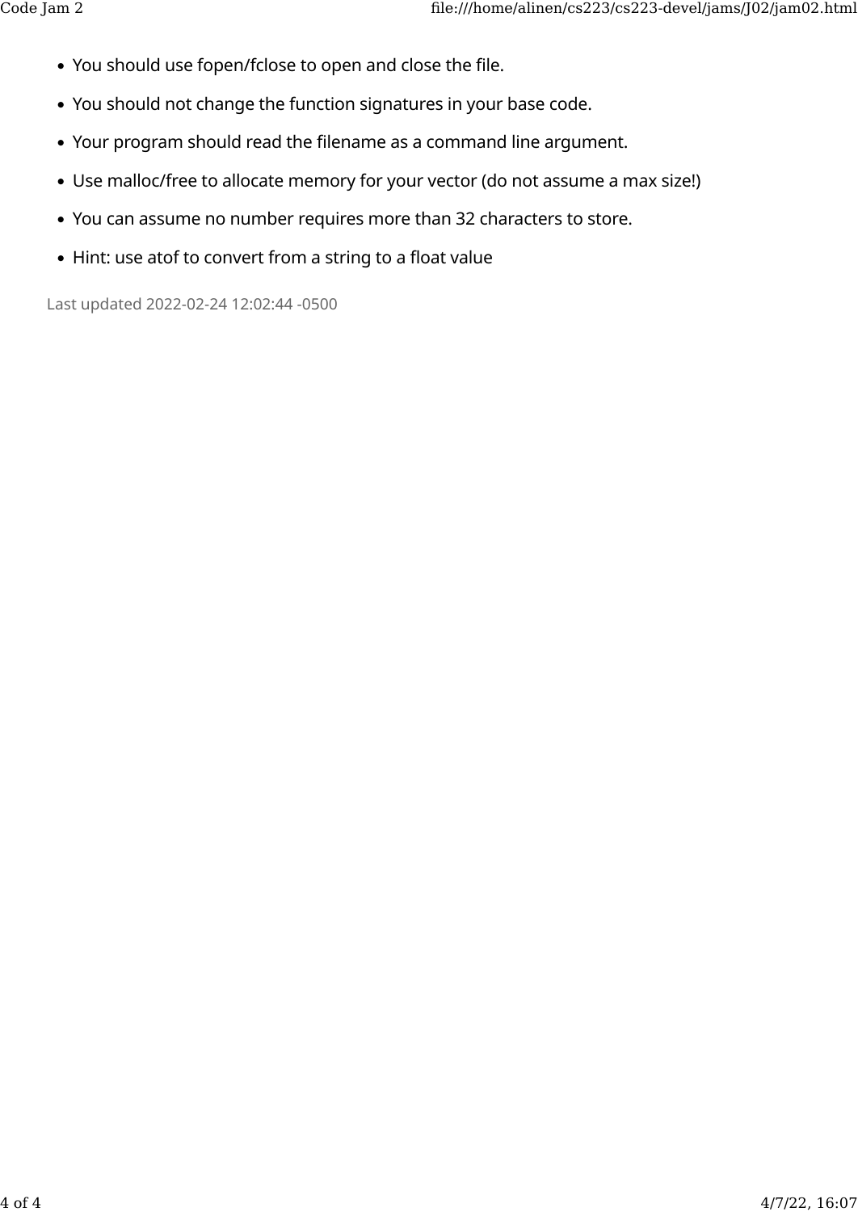- You should use fopen/fclose to open and close the file.
- You should not change the function signatures in your base code.
- Your program should read the filename as a command line argument.
- Use malloc/free to allocate memory for your vector (do not assume a max size!)
- You can assume no number requires more than 32 characters to store.
- Hint: use atof to convert from a string to a float value

Last updated 2022-02-24 12:02:44 -0500